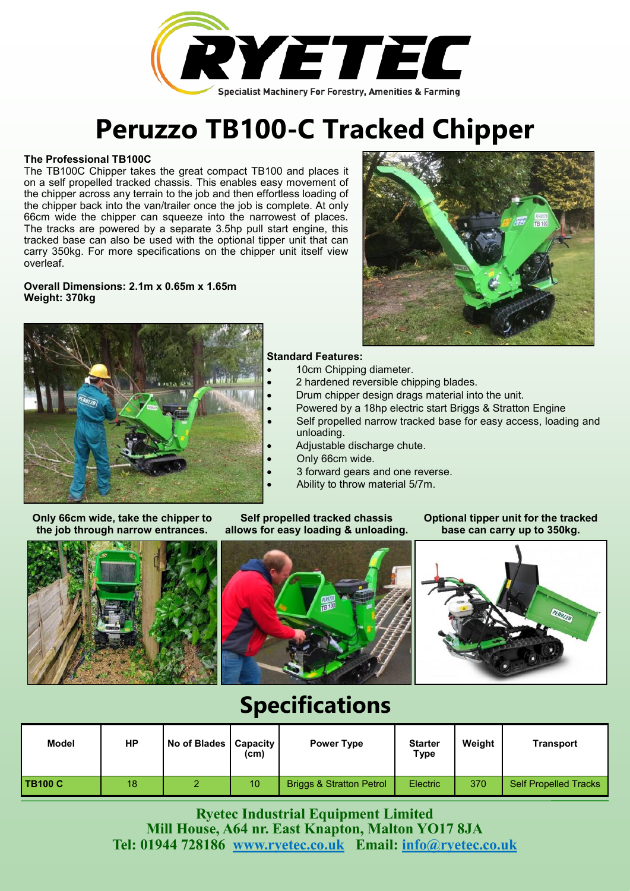RYETEC
Specialist Machinery For Forestry, Amenities & Farming

# Peruzzo TB100-C Tracked Chipper

**The Professional TB100C**

The TB100C Chipper takes the great compact TB100 and places it on a self propelled tracked chassis. This enables easy movement of the chipper across any terrain to the job and then effortless loading of the chipper back into the van/trailer once the job is complete. At only 66cm wide the chipper can squeeze into the narrowest of places. The tracks are powered by a separate 3.5hp pull start engine, this tracked base can also be used with the optional tipper unit that can carry 350kg. For more specifications on the chipper unit itself view overleaf.

**Overall Dimensions: 2.1m x 0.65m x 1.65m**
**Weight: 370kg**

**Standard Features:**

- 10cm Chipping diameter.
- 2 hardened reversible chipping blades.
- Drum chipper design drags material into the unit.
- Powered by a 18hp electric start Briggs & Stratton Engine
- Self propelled narrow tracked base for easy access, loading and unloading.
- Adjustable discharge chute.
- Only 66cm wide.
- 3 forward gears and one reverse.
- Ability to throw material 5/7m.

**Only 66cm wide, take the chipper to the job through narrow entrances.**

**Self propelled tracked chassis allows for easy loading & unloading.**

**Optional tipper unit for the tracked base can carry up to 350kg.**

# Specifications

| Model | HP | No of Blades | Capacity (cm) | Power Type | Starter Type | Weight | Transport |
|---|---|---|---|---|---|---|---|
| **TB100 C** | 18 | 2 | 10 | Briggs & Stratton Petrol | Electric | 370 | Self Propelled Tracks |

**Ryetec Industrial Equipment Limited**
**Mill House, A64 nr. East Knapton, Malton YO17 8JA**
**Tel: 01944 728186 www.ryetec.co.uk Email: info@ryetec.co.uk**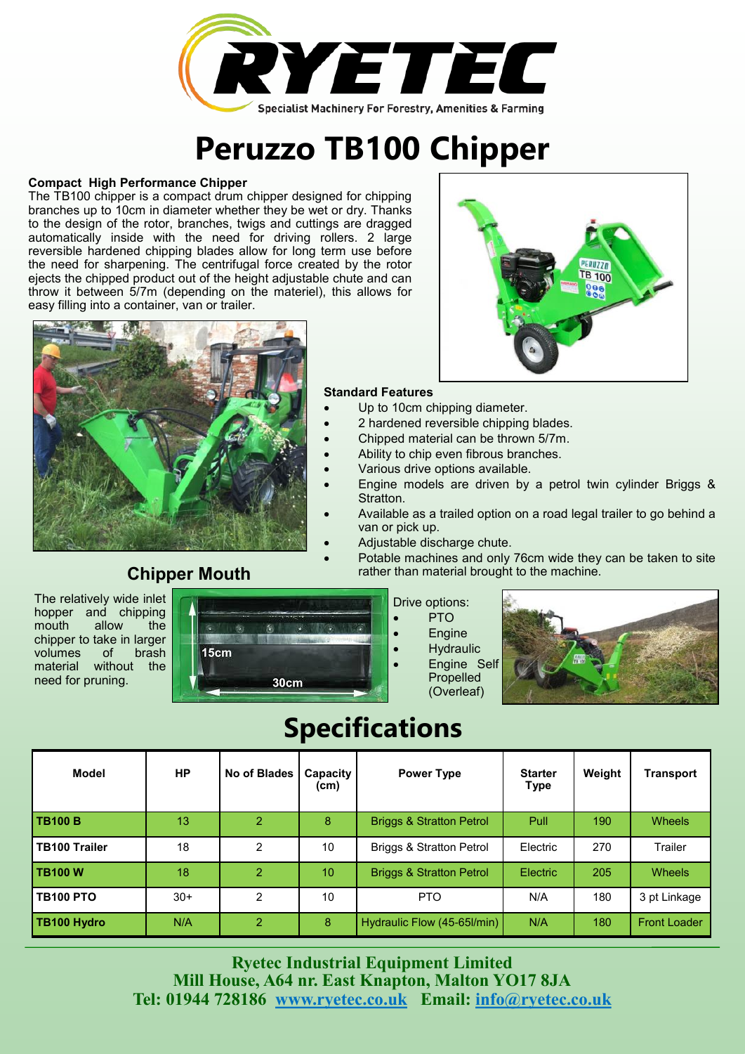RYETEC

Specialist Machinery For Forestry, Amenities & Farming

# Peruzzo TB100 Chipper

**Compact High Performance Chipper**

The TB100 chipper is a compact drum chipper designed for chipping branches up to 10cm in diameter whether they be wet or dry. Thanks to the design of the rotor, branches, twigs and cuttings are dragged automatically inside with the need for driving rollers. 2 large reversible hardened chipping blades allow for long term use before the need for sharpening. The centrifugal force created by the rotor ejects the chipped product out of the height adjustable chute and can throw it between 5/7m (depending on the materiel), this allows for easy filling into a container, van or trailer.

**Standard Features**

- Up to 10cm chipping diameter.
- 2 hardened reversible chipping blades.
- Chipped material can be thrown 5/7m.
- Ability to chip even fibrous branches.
- Various drive options available.
- Engine models are driven by a petrol twin cylinder Briggs & Stratton.
- Available as a trailed option on a road legal trailer to go behind a van or pick up.
- Adjustable discharge chute.
- Potable machines and only 76cm wide they can be taken to site rather than material brought to the machine.

## Chipper Mouth

The relatively wide inlet hopper and chipping mouth allow the chipper to take in larger volumes of brash material without the need for pruning.

15cm

30cm

Drive options:

- PTO
- Engine
- Hydraulic
- Engine Self Propelled (Overleaf)

# Specifications

| Model | HP | No of Blades | Capacity (cm) | Power Type | Starter Type | Weight | Transport |
|---|---|---|---|---|---|---|---|
| **TB100 B** | 13 | 2 | 8 | Briggs & Stratton Petrol | Pull | 190 | Wheels |
| **TB100 Trailer** | 18 | 2 | 10 | Briggs & Stratton Petrol | Electric | 270 | Trailer |
| **TB100 W** | 18 | 2 | 10 | Briggs & Stratton Petrol | Electric | 205 | Wheels |
| **TB100 PTO** | 30+ | 2 | 10 | PTO | N/A | 180 | 3 pt Linkage |
| **TB100 Hydro** | N/A | 2 | 8 | Hydraulic Flow (45-65l/min) | N/A | 180 | Front Loader |

**Ryetec Industrial Equipment Limited**
**Mill House, A64 nr. East Knapton, Malton YO17 8JA**
**Tel: 01944 728186 www.ryetec.co.uk Email: info@ryetec.co.uk**